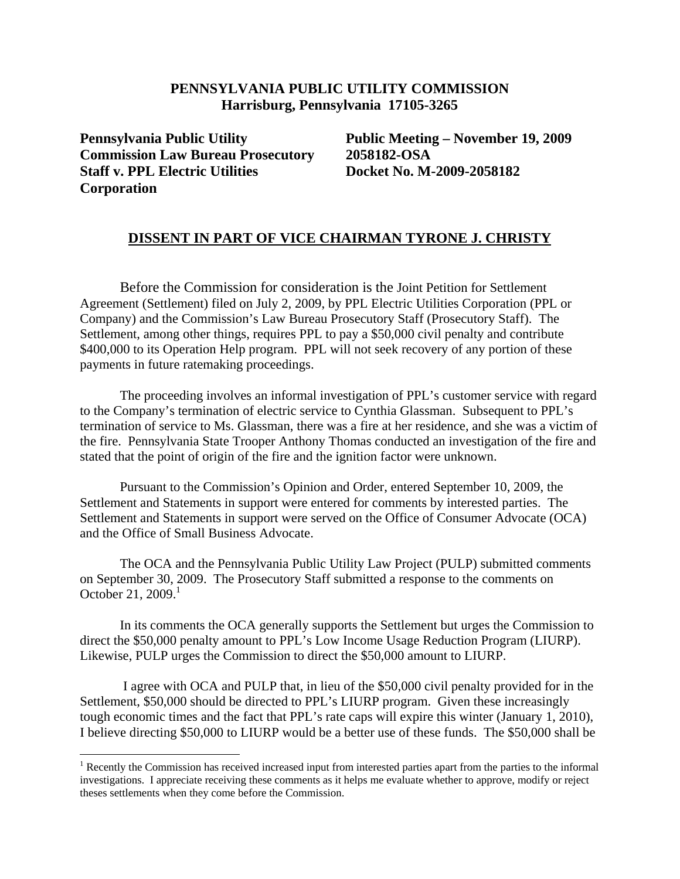**PENNSYLVANIA PUBLIC UTILITY COMMISSION**
**Harrisburg, Pennsylvania 17105-3265**

| | |
|---|---|
| **Pennsylvania Public Utility Commission Law Bureau Prosecutory Staff v. PPL Electric Utilities Corporation** | **Public Meeting – November 19, 2009**<br>**2058182-OSA**<br>**Docket No. M-2009-2058182** |

## DISSENT IN PART OF VICE CHAIRMAN TYRONE J. CHRISTY

Before the Commission for consideration is the Joint Petition for Settlement Agreement (Settlement) filed on July 2, 2009, by PPL Electric Utilities Corporation (PPL or Company) and the Commission's Law Bureau Prosecutory Staff (Prosecutory Staff). The Settlement, among other things, requires PPL to pay a $50,000 civil penalty and contribute $400,000 to its Operation Help program. PPL will not seek recovery of any portion of these payments in future ratemaking proceedings.

The proceeding involves an informal investigation of PPL's customer service with regard to the Company's termination of electric service to Cynthia Glassman. Subsequent to PPL's termination of service to Ms. Glassman, there was a fire at her residence, and she was a victim of the fire. Pennsylvania State Trooper Anthony Thomas conducted an investigation of the fire and stated that the point of origin of the fire and the ignition factor were unknown.

Pursuant to the Commission's Opinion and Order, entered September 10, 2009, the Settlement and Statements in support were entered for comments by interested parties. The Settlement and Statements in support were served on the Office of Consumer Advocate (OCA) and the Office of Small Business Advocate.

The OCA and the Pennsylvania Public Utility Law Project (PULP) submitted comments on September 30, 2009. The Prosecutory Staff submitted a response to the comments on October 21, 2009.[1]

In its comments the OCA generally supports the Settlement but urges the Commission to direct the $50,000 penalty amount to PPL's Low Income Usage Reduction Program (LIURP). Likewise, PULP urges the Commission to direct the $50,000 amount to LIURP.

I agree with OCA and PULP that, in lieu of the $50,000 civil penalty provided for in the Settlement, $50,000 should be directed to PPL's LIURP program. Given these increasingly tough economic times and the fact that PPL's rate caps will expire this winter (January 1, 2010), I believe directing $50,000 to LIURP would be a better use of these funds. The $50,000 shall be

[1] Recently the Commission has received increased input from interested parties apart from the parties to the informal investigations. I appreciate receiving these comments as it helps me evaluate whether to approve, modify or reject theses settlements when they come before the Commission.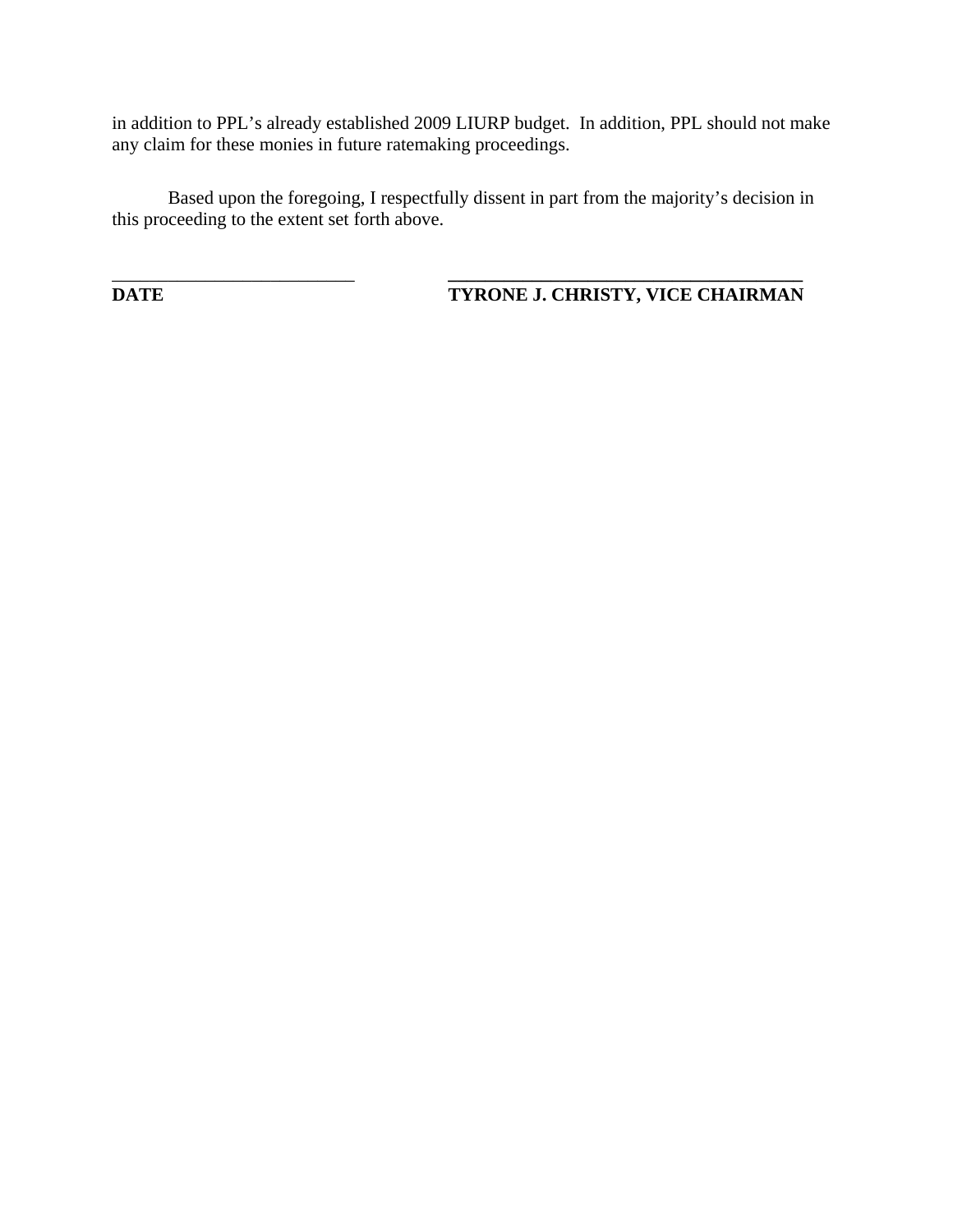in addition to PPL's already established 2009 LIURP budget. In addition, PPL should not make any claim for these monies in future ratemaking proceedings.

Based upon the foregoing, I respectfully dissent in part from the majority's decision in this proceeding to the extent set forth above.

| | |
|---|---|
| ___________________________ | ________________________________________ |
| **DATE** | **TYRONE J. CHRISTY, VICE CHAIRMAN** |